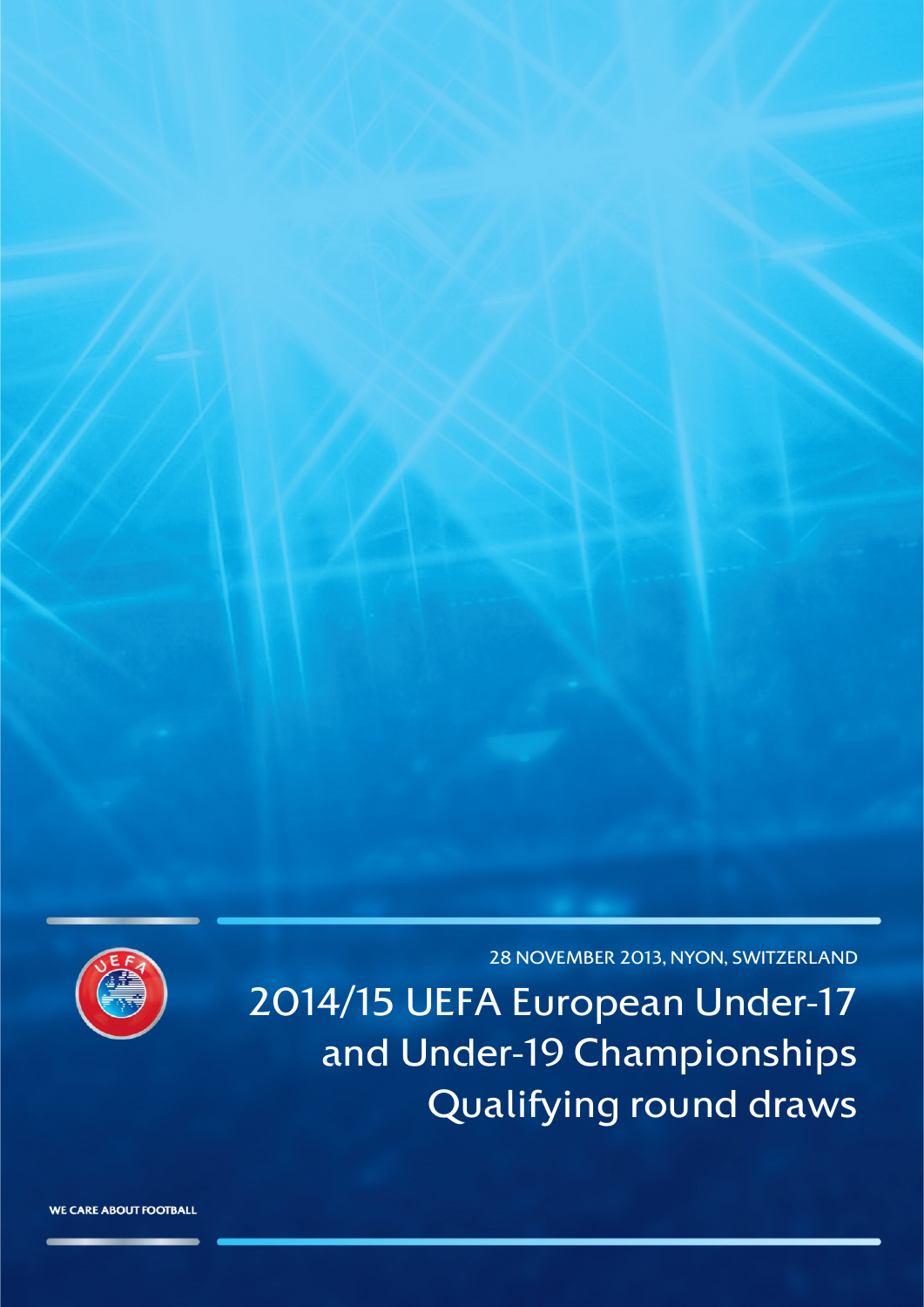28 NOVEMBER 2013, NYON, SWITZERLAND

# 2014/15 UEFA European Under-17 and Under-19 Championships Qualifying round draws

WE CARE ABOUT FOOTBALL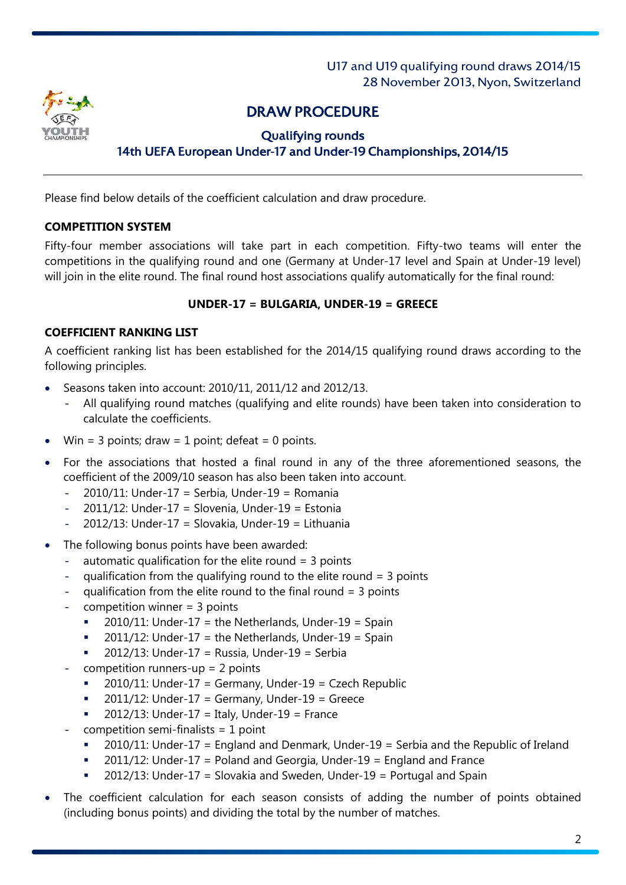U17 and U19 qualifying round draws 2014/15
28 November 2013, Nyon, Switzerland

# DRAW PROCEDURE

## Qualifying rounds
## 14th UEFA European Under-17 and Under-19 Championships, 2014/15

Please find below details of the coefficient calculation and draw procedure.

**COMPETITION SYSTEM**

Fifty-four member associations will take part in each competition. Fifty-two teams will enter the competitions in the qualifying round and one (Germany at Under-17 level and Spain at Under-19 level) will join in the elite round. The final round host associations qualify automatically for the final round:

**UNDER-17 = BULGARIA, UNDER-19 = GREECE**

**COEFFICIENT RANKING LIST**

A coefficient ranking list has been established for the 2014/15 qualifying round draws according to the following principles.

- Seasons taken into account: 2010/11, 2011/12 and 2012/13.
  - All qualifying round matches (qualifying and elite rounds) have been taken into consideration to calculate the coefficients.
- Win = 3 points; draw = 1 point; defeat = 0 points.
- For the associations that hosted a final round in any of the three aforementioned seasons, the coefficient of the 2009/10 season has also been taken into account.
  - 2010/11: Under-17 = Serbia, Under-19 = Romania
  - 2011/12: Under-17 = Slovenia, Under-19 = Estonia
  - 2012/13: Under-17 = Slovakia, Under-19 = Lithuania
- The following bonus points have been awarded:
  - automatic qualification for the elite round = 3 points
  - qualification from the qualifying round to the elite round = 3 points
  - qualification from the elite round to the final round = 3 points
  - competition winner = 3 points
    - 2010/11: Under-17 = the Netherlands, Under-19 = Spain
    - 2011/12: Under-17 = the Netherlands, Under-19 = Spain
    - 2012/13: Under-17 = Russia, Under-19 = Serbia
  - competition runners-up = 2 points
    - 2010/11: Under-17 = Germany, Under-19 = Czech Republic
    - 2011/12: Under-17 = Germany, Under-19 = Greece
    - 2012/13: Under-17 = Italy, Under-19 = France
  - competition semi-finalists = 1 point
    - 2010/11: Under-17 = England and Denmark, Under-19 = Serbia and the Republic of Ireland
    - 2011/12: Under-17 = Poland and Georgia, Under-19 = England and France
    - 2012/13: Under-17 = Slovakia and Sweden, Under-19 = Portugal and Spain
- The coefficient calculation for each season consists of adding the number of points obtained (including bonus points) and dividing the total by the number of matches.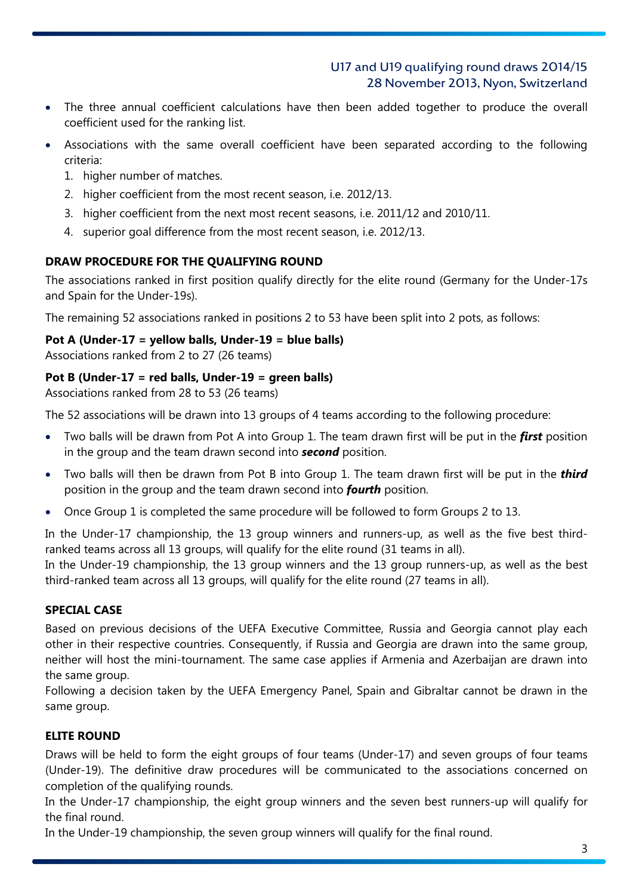- The three annual coefficient calculations have then been added together to produce the overall coefficient used for the ranking list.
- Associations with the same overall coefficient have been separated according to the following criteria:
  1. higher number of matches.
  2. higher coefficient from the most recent season, i.e. 2012/13.
  3. higher coefficient from the next most recent seasons, i.e. 2011/12 and 2010/11.
  4. superior goal difference from the most recent season, i.e. 2012/13.

**DRAW PROCEDURE FOR THE QUALIFYING ROUND**

The associations ranked in first position qualify directly for the elite round (Germany for the Under-17s and Spain for the Under-19s).

The remaining 52 associations ranked in positions 2 to 53 have been split into 2 pots, as follows:

**Pot A (Under-17 = yellow balls, Under-19 = blue balls)**
Associations ranked from 2 to 27 (26 teams)

**Pot B (Under-17 = red balls, Under-19 = green balls)**
Associations ranked from 28 to 53 (26 teams)

The 52 associations will be drawn into 13 groups of 4 teams according to the following procedure:

- Two balls will be drawn from Pot A into Group 1. The team drawn first will be put in the ***first*** position in the group and the team drawn second into ***second*** position.
- Two balls will then be drawn from Pot B into Group 1. The team drawn first will be put in the ***third*** position in the group and the team drawn second into ***fourth*** position.
- Once Group 1 is completed the same procedure will be followed to form Groups 2 to 13.

In the Under-17 championship, the 13 group winners and runners-up, as well as the five best third-ranked teams across all 13 groups, will qualify for the elite round (31 teams in all).
In the Under-19 championship, the 13 group winners and the 13 group runners-up, as well as the best third-ranked team across all 13 groups, will qualify for the elite round (27 teams in all).

**SPECIAL CASE**

Based on previous decisions of the UEFA Executive Committee, Russia and Georgia cannot play each other in their respective countries. Consequently, if Russia and Georgia are drawn into the same group, neither will host the mini-tournament. The same case applies if Armenia and Azerbaijan are drawn into the same group.
Following a decision taken by the UEFA Emergency Panel, Spain and Gibraltar cannot be drawn in the same group.

**ELITE ROUND**

Draws will be held to form the eight groups of four teams (Under-17) and seven groups of four teams (Under-19). The definitive draw procedures will be communicated to the associations concerned on completion of the qualifying rounds.
In the Under-17 championship, the eight group winners and the seven best runners-up will qualify for the final round.
In the Under-19 championship, the seven group winners will qualify for the final round.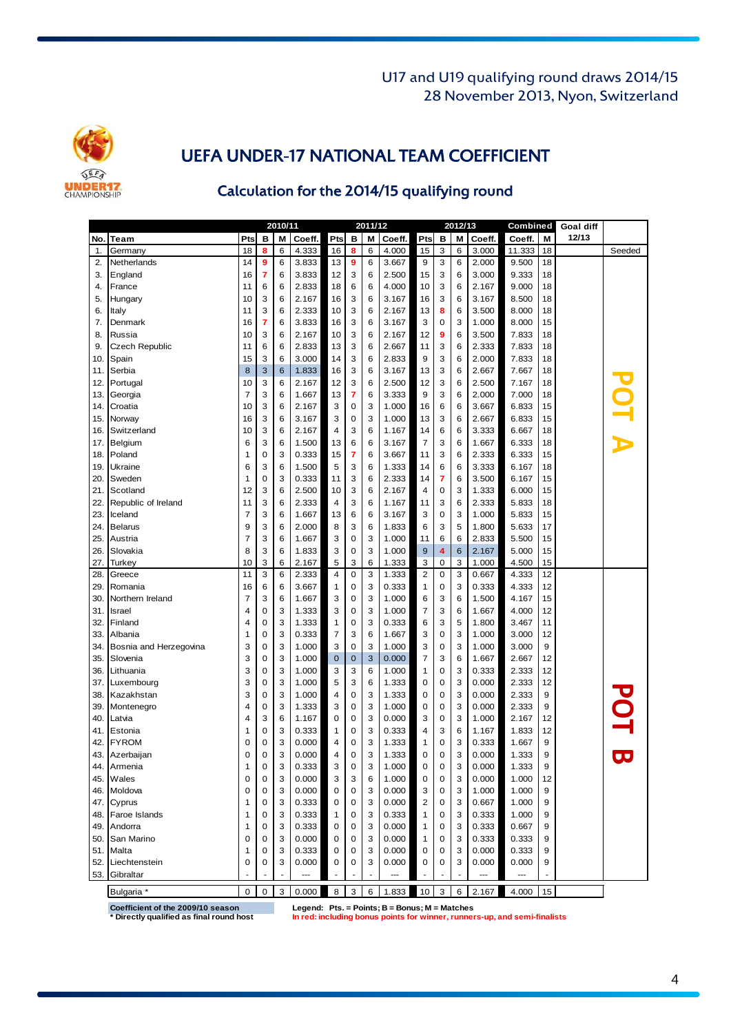U17 and U19 qualifying round draws 2014/15
28 November 2013, Nyon, Switzerland

# UEFA UNDER-17 NATIONAL TEAM COEFFICIENT

## Calculation for the 2014/15 qualifying round

| | | 2010/11 | | | | 2011/12 | | | | 2012/13 | | | | Combined | | Goal diff | |
|---|---|---|---|---|---|---|---|---|---|---|---|---|---|---|---|---|---|
| No. | Team | Pts | B | M | Coeff. | Pts | B | M | Coeff. | Pts | B | M | Coeff. | Coeff. | M | 12/13 | |
| 1. | Germany | 18 | 8 | 6 | 4.333 | 16 | 8 | 6 | 4.000 | 15 | 3 | 6 | 3.000 | 11.333 | 18 | | Seeded |
| 2. | Netherlands | 14 | 9 | 6 | 3.833 | 13 | 9 | 6 | 3.667 | 9 | 3 | 6 | 2.000 | 9.500 | 18 | | POT A |
| 3. | England | 16 | 7 | 6 | 3.833 | 12 | 3 | 6 | 2.500 | 15 | 3 | 6 | 3.000 | 9.333 | 18 | | POT A |
| 4. | France | 11 | 6 | 6 | 2.833 | 18 | 6 | 6 | 4.000 | 10 | 3 | 6 | 2.167 | 9.000 | 18 | | POT A |
| 5. | Hungary | 10 | 3 | 6 | 2.167 | 16 | 3 | 6 | 3.167 | 16 | 3 | 6 | 3.167 | 8.500 | 18 | | POT A |
| 6. | Italy | 11 | 3 | 6 | 2.333 | 10 | 3 | 6 | 2.167 | 13 | 8 | 6 | 3.500 | 8.000 | 18 | | POT A |
| 7. | Denmark | 16 | 7 | 6 | 3.833 | 16 | 3 | 6 | 3.167 | 3 | 0 | 3 | 1.000 | 8.000 | 15 | | POT A |
| 8. | Russia | 10 | 3 | 6 | 2.167 | 10 | 3 | 6 | 2.167 | 12 | 9 | 6 | 3.500 | 7.833 | 18 | | POT A |
| 9. | Czech Republic | 11 | 6 | 6 | 2.833 | 13 | 3 | 6 | 2.667 | 11 | 3 | 6 | 2.333 | 7.833 | 18 | | POT A |
| 10. | Spain | 15 | 3 | 6 | 3.000 | 14 | 3 | 6 | 2.833 | 9 | 3 | 6 | 2.000 | 7.833 | 18 | | POT A |
| 11. | Serbia | 8 | 3 | 6 | 1.833 | 16 | 3 | 6 | 3.167 | 13 | 3 | 6 | 2.667 | 7.667 | 18 | | POT A |
| 12. | Portugal | 10 | 3 | 6 | 2.167 | 12 | 3 | 6 | 2.500 | 12 | 3 | 6 | 2.500 | 7.167 | 18 | | POT A |
| 13. | Georgia | 7 | 3 | 6 | 1.667 | 13 | 7 | 6 | 3.333 | 9 | 3 | 6 | 2.000 | 7.000 | 18 | | POT A |
| 14. | Croatia | 10 | 3 | 6 | 2.167 | 3 | 0 | 3 | 1.000 | 16 | 6 | 6 | 3.667 | 6.833 | 15 | | POT A |
| 15. | Norway | 16 | 3 | 6 | 3.167 | 3 | 0 | 3 | 1.000 | 13 | 3 | 6 | 2.667 | 6.833 | 15 | | POT A |
| 16. | Switzerland | 10 | 3 | 6 | 2.167 | 4 | 3 | 6 | 1.167 | 14 | 6 | 6 | 3.333 | 6.667 | 18 | | POT A |
| 17. | Belgium | 6 | 3 | 6 | 1.500 | 13 | 6 | 6 | 3.167 | 7 | 3 | 6 | 1.667 | 6.333 | 18 | | POT A |
| 18. | Poland | 1 | 0 | 3 | 0.333 | 15 | 7 | 6 | 3.667 | 11 | 3 | 6 | 2.333 | 6.333 | 15 | | POT A |
| 19. | Ukraine | 6 | 3 | 6 | 1.500 | 5 | 3 | 6 | 1.333 | 14 | 6 | 6 | 3.333 | 6.167 | 18 | | POT A |
| 20. | Sweden | 1 | 0 | 3 | 0.333 | 11 | 3 | 6 | 2.333 | 14 | 7 | 6 | 3.500 | 6.167 | 15 | | POT A |
| 21. | Scotland | 12 | 3 | 6 | 2.500 | 10 | 3 | 6 | 2.167 | 4 | 0 | 3 | 1.333 | 6.000 | 15 | | POT A |
| 22. | Republic of Ireland | 11 | 3 | 6 | 2.333 | 4 | 3 | 6 | 1.167 | 11 | 3 | 6 | 2.333 | 5.833 | 18 | | POT A |
| 23. | Iceland | 7 | 3 | 6 | 1.667 | 13 | 6 | 6 | 3.167 | 3 | 0 | 3 | 1.000 | 5.833 | 15 | | POT A |
| 24. | Belarus | 9 | 3 | 6 | 2.000 | 8 | 3 | 6 | 1.833 | 6 | 3 | 5 | 1.800 | 5.633 | 17 | | POT A |
| 25. | Austria | 7 | 3 | 6 | 1.667 | 3 | 0 | 3 | 1.000 | 11 | 6 | 6 | 2.833 | 5.500 | 15 | | POT A |
| 26. | Slovakia | 8 | 3 | 6 | 1.833 | 3 | 0 | 3 | 1.000 | 9 | 4 | 6 | 2.167 | 5.000 | 15 | | POT A |
| 27. | Turkey | 10 | 3 | 6 | 2.167 | 5 | 3 | 6 | 1.333 | 3 | 0 | 3 | 1.000 | 4.500 | 15 | | POT A |
| 28. | Greece | 11 | 3 | 6 | 2.333 | 4 | 0 | 3 | 1.333 | 2 | 0 | 3 | 0.667 | 4.333 | 12 | | POT B |
| 29. | Romania | 16 | 6 | 6 | 3.667 | 1 | 0 | 3 | 0.333 | 1 | 0 | 3 | 0.333 | 4.333 | 12 | | POT B |
| 30. | Northern Ireland | 7 | 3 | 6 | 1.667 | 3 | 0 | 3 | 1.000 | 6 | 3 | 6 | 1.500 | 4.167 | 15 | | POT B |
| 31. | Israel | 4 | 0 | 3 | 1.333 | 3 | 0 | 3 | 1.000 | 7 | 3 | 6 | 1.667 | 4.000 | 12 | | POT B |
| 32. | Finland | 4 | 0 | 3 | 1.333 | 1 | 0 | 3 | 0.333 | 6 | 3 | 5 | 1.800 | 3.467 | 11 | | POT B |
| 33. | Albania | 1 | 0 | 3 | 0.333 | 7 | 3 | 6 | 1.667 | 3 | 0 | 3 | 1.000 | 3.000 | 12 | | POT B |
| 34. | Bosnia and Herzegovina | 3 | 0 | 3 | 1.000 | 3 | 0 | 3 | 1.000 | 3 | 0 | 3 | 1.000 | 3.000 | 9 | | POT B |
| 35. | Slovenia | 3 | 0 | 3 | 1.000 | 0 | 0 | 3 | 0.000 | 7 | 3 | 6 | 1.667 | 2.667 | 12 | | POT B |
| 36. | Lithuania | 3 | 0 | 3 | 1.000 | 3 | 3 | 6 | 1.000 | 1 | 0 | 3 | 0.333 | 2.333 | 12 | | POT B |
| 37. | Luxembourg | 3 | 0 | 3 | 1.000 | 5 | 3 | 6 | 1.333 | 0 | 0 | 3 | 0.000 | 2.333 | 12 | | POT B |
| 38. | Kazakhstan | 3 | 0 | 3 | 1.000 | 4 | 0 | 3 | 1.333 | 0 | 0 | 3 | 0.000 | 2.333 | 9 | | POT B |
| 39. | Montenegro | 4 | 0 | 3 | 1.333 | 3 | 0 | 3 | 1.000 | 0 | 0 | 3 | 0.000 | 2.333 | 9 | | POT B |
| 40. | Latvia | 4 | 3 | 6 | 1.167 | 0 | 0 | 3 | 0.000 | 3 | 0 | 3 | 1.000 | 2.167 | 12 | | POT B |
| 41. | Estonia | 1 | 0 | 3 | 0.333 | 1 | 0 | 3 | 0.333 | 4 | 3 | 6 | 1.167 | 1.833 | 12 | | POT B |
| 42. | FYROM | 0 | 0 | 3 | 0.000 | 4 | 0 | 3 | 1.333 | 1 | 0 | 3 | 0.333 | 1.667 | 9 | | POT B |
| 43. | Azerbaijan | 0 | 0 | 3 | 0.000 | 4 | 0 | 3 | 1.333 | 0 | 0 | 3 | 0.000 | 1.333 | 9 | | POT B |
| 44. | Armenia | 1 | 0 | 3 | 0.333 | 3 | 0 | 3 | 1.000 | 0 | 0 | 3 | 0.000 | 1.333 | 9 | | POT B |
| 45. | Wales | 0 | 0 | 3 | 0.000 | 3 | 3 | 6 | 1.000 | 0 | 0 | 3 | 0.000 | 1.000 | 12 | | POT B |
| 46. | Moldova | 0 | 0 | 3 | 0.000 | 0 | 0 | 3 | 0.000 | 3 | 0 | 3 | 1.000 | 1.000 | 9 | | POT B |
| 47. | Cyprus | 1 | 0 | 3 | 0.333 | 0 | 0 | 3 | 0.000 | 2 | 0 | 3 | 0.667 | 1.000 | 9 | | POT B |
| 48. | Faroe Islands | 1 | 0 | 3 | 0.333 | 1 | 0 | 3 | 0.333 | 1 | 0 | 3 | 0.333 | 1.000 | 9 | | POT B |
| 49. | Andorra | 1 | 0 | 3 | 0.333 | 0 | 0 | 3 | 0.000 | 1 | 0 | 3 | 0.333 | 0.667 | 9 | | POT B |
| 50. | San Marino | 0 | 0 | 3 | 0.000 | 0 | 0 | 3 | 0.000 | 1 | 0 | 3 | 0.333 | 0.333 | 9 | | POT B |
| 51. | Malta | 1 | 0 | 3 | 0.333 | 0 | 0 | 3 | 0.000 | 0 | 0 | 3 | 0.000 | 0.333 | 9 | | POT B |
| 52. | Liechtenstein | 0 | 0 | 3 | 0.000 | 0 | 0 | 3 | 0.000 | 0 | 0 | 3 | 0.000 | 0.000 | 9 | | POT B |
| 53. | Gibraltar | - | - | - | --- | - | - | - | --- | - | - | - | --- | --- | - | | POT B |
| | Bulgaria * | 0 | 0 | 3 | 0.000 | 8 | 3 | 6 | 1.833 | 10 | 3 | 6 | 2.167 | 4.000 | 15 | | |

**Coefficient of the 2009/10 season**
**\* Directly qualified as final round host**

**Legend: Pts. = Points; B = Bonus; M = Matches**
**In red: including bonus points for winner, runners-up, and semi-finalists**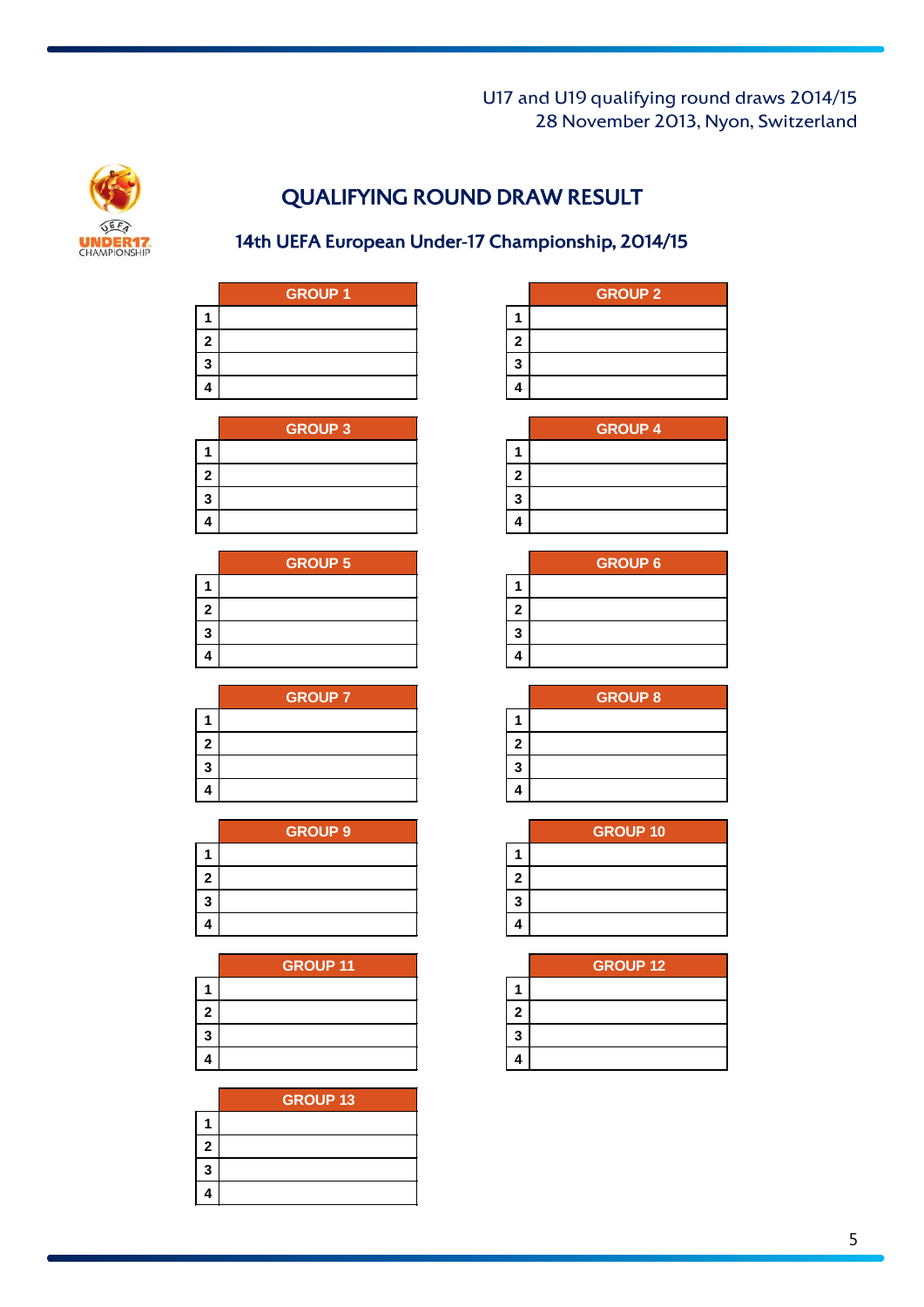U17 and U19 qualifying round draws 2014/15
28 November 2013, Nyon, Switzerland

# QUALIFYING ROUND DRAW RESULT

## 14th UEFA European Under-17 Championship, 2014/15

| | GROUP 1 |
|---|---|
| 1 | |
| 2 | |
| 3 | |
| 4 | |

| | GROUP 2 |
|---|---|
| 1 | |
| 2 | |
| 3 | |
| 4 | |

| | GROUP 3 |
|---|---|
| 1 | |
| 2 | |
| 3 | |
| 4 | |

| | GROUP 4 |
|---|---|
| 1 | |
| 2 | |
| 3 | |
| 4 | |

| | GROUP 5 |
|---|---|
| 1 | |
| 2 | |
| 3 | |
| 4 | |

| | GROUP 6 |
|---|---|
| 1 | |
| 2 | |
| 3 | |
| 4 | |

| | GROUP 7 |
|---|---|
| 1 | |
| 2 | |
| 3 | |
| 4 | |

| | GROUP 8 |
|---|---|
| 1 | |
| 2 | |
| 3 | |
| 4 | |

| | GROUP 9 |
|---|---|
| 1 | |
| 2 | |
| 3 | |
| 4 | |

| | GROUP 10 |
|---|---|
| 1 | |
| 2 | |
| 3 | |
| 4 | |

| | GROUP 11 |
|---|---|
| 1 | |
| 2 | |
| 3 | |
| 4 | |

| | GROUP 12 |
|---|---|
| 1 | |
| 2 | |
| 3 | |
| 4 | |

| | GROUP 13 |
|---|---|
| 1 | |
| 2 | |
| 3 | |
| 4 | |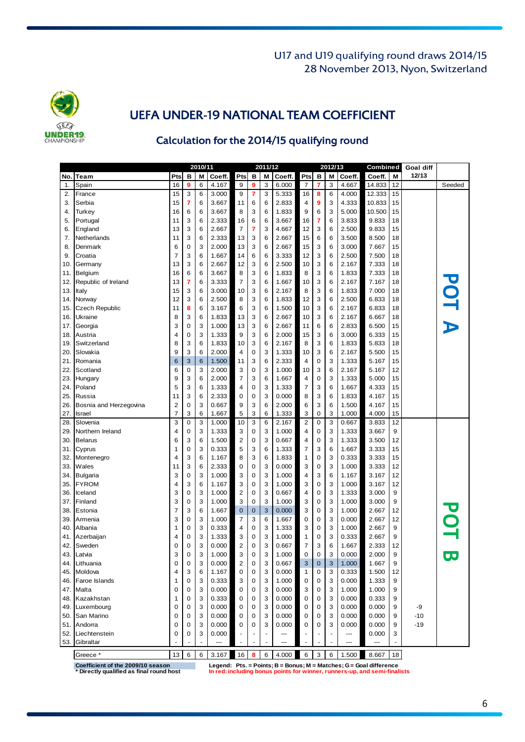U17 and U19 qualifying round draws 2014/15
28 November 2013, Nyon, Switzerland

# UEFA UNDER-19 NATIONAL TEAM COEFFICIENT

## Calculation for the 2014/15 qualifying round

| | | 2010/11 | | | | 2011/12 | | | | 2012/13 | | | | Combined | | Goal diff | |
|---|---|---|---|---|---|---|---|---|---|---|---|---|---|---|---|---|---|
| No. | Team | Pts | B | M | Coeff. | Pts | B | M | Coeff. | Pts | B | M | Coeff. | Coeff. | M | 12/13 | |
| 1. | Spain | 16 | 9 | 6 | 4.167 | 9 | 9 | 3 | 6.000 | 7 | 7 | 3 | 4.667 | 14.833 | 12 | | Seeded |
| 2. | France | 15 | 3 | 6 | 3.000 | 9 | 7 | 3 | 5.333 | 16 | 8 | 6 | 4.000 | 12.333 | 15 | | POT A |
| 3. | Serbia | 15 | 7 | 6 | 3.667 | 11 | 6 | 6 | 2.833 | 4 | 9 | 3 | 4.333 | 10.833 | 15 | | |
| 4. | Turkey | 16 | 6 | 6 | 3.667 | 8 | 3 | 6 | 1.833 | 9 | 6 | 3 | 5.000 | 10.500 | 15 | | |
| 5. | Portugal | 11 | 3 | 6 | 2.333 | 16 | 6 | 6 | 3.667 | 16 | 7 | 6 | 3.833 | 9.833 | 18 | | |
| 6. | England | 13 | 3 | 6 | 2.667 | 7 | 7 | 3 | 4.667 | 12 | 3 | 6 | 2.500 | 9.833 | 15 | | |
| 7. | Netherlands | 11 | 3 | 6 | 2.333 | 13 | 3 | 6 | 2.667 | 15 | 6 | 6 | 3.500 | 8.500 | 18 | | |
| 8. | Denmark | 6 | 0 | 3 | 2.000 | 13 | 3 | 6 | 2.667 | 15 | 3 | 6 | 3.000 | 7.667 | 15 | | |
| 9. | Croatia | 7 | 3 | 6 | 1.667 | 14 | 6 | 6 | 3.333 | 12 | 3 | 6 | 2.500 | 7.500 | 18 | | |
| 10. | Germany | 13 | 3 | 6 | 2.667 | 12 | 3 | 6 | 2.500 | 10 | 3 | 6 | 2.167 | 7.333 | 18 | | |
| 11. | Belgium | 16 | 6 | 6 | 3.667 | 8 | 3 | 6 | 1.833 | 8 | 3 | 6 | 1.833 | 7.333 | 18 | | |
| 12. | Republic of Ireland | 13 | 7 | 6 | 3.333 | 7 | 3 | 6 | 1.667 | 10 | 3 | 6 | 2.167 | 7.167 | 18 | | |
| 13. | Italy | 15 | 3 | 6 | 3.000 | 10 | 3 | 6 | 2.167 | 8 | 3 | 6 | 1.833 | 7.000 | 18 | | |
| 14. | Norway | 12 | 3 | 6 | 2.500 | 8 | 3 | 6 | 1.833 | 12 | 3 | 6 | 2.500 | 6.833 | 18 | | |
| 15. | Czech Republic | 11 | 8 | 6 | 3.167 | 6 | 3 | 6 | 1.500 | 10 | 3 | 6 | 2.167 | 6.833 | 18 | | |
| 16. | Ukraine | 8 | 3 | 6 | 1.833 | 13 | 3 | 6 | 2.667 | 10 | 3 | 6 | 2.167 | 6.667 | 18 | | |
| 17. | Georgia | 3 | 0 | 3 | 1.000 | 13 | 3 | 6 | 2.667 | 11 | 6 | 6 | 2.833 | 6.500 | 15 | | |
| 18. | Austria | 4 | 0 | 3 | 1.333 | 9 | 3 | 6 | 2.000 | 15 | 3 | 6 | 3.000 | 6.333 | 15 | | |
| 19. | Switzerland | 8 | 3 | 6 | 1.833 | 10 | 3 | 6 | 2.167 | 8 | 3 | 6 | 1.833 | 5.833 | 18 | | |
| 20. | Slovakia | 9 | 3 | 6 | 2.000 | 4 | 0 | 3 | 1.333 | 10 | 3 | 6 | 2.167 | 5.500 | 15 | | |
| 21. | Romania | 6 | 3 | 6 | 1.500 | 11 | 3 | 6 | 2.333 | 4 | 0 | 3 | 1.333 | 5.167 | 15 | | |
| 22. | Scotland | 6 | 0 | 3 | 2.000 | 3 | 0 | 3 | 1.000 | 10 | 3 | 6 | 2.167 | 5.167 | 12 | | |
| 23. | Hungary | 9 | 3 | 6 | 2.000 | 7 | 3 | 6 | 1.667 | 4 | 0 | 3 | 1.333 | 5.000 | 15 | | |
| 24. | Poland | 5 | 3 | 6 | 1.333 | 4 | 0 | 3 | 1.333 | 7 | 3 | 6 | 1.667 | 4.333 | 15 | | |
| 25. | Russia | 11 | 3 | 6 | 2.333 | 0 | 0 | 3 | 0.000 | 8 | 3 | 6 | 1.833 | 4.167 | 15 | | |
| 26. | Bosnia and Herzegovina | 2 | 0 | 3 | 0.667 | 9 | 3 | 6 | 2.000 | 6 | 3 | 6 | 1.500 | 4.167 | 15 | | |
| 27. | Israel | 7 | 3 | 6 | 1.667 | 5 | 3 | 6 | 1.333 | 3 | 0 | 3 | 1.000 | 4.000 | 15 | | |
| 28. | Slovenia | 3 | 0 | 3 | 1.000 | 10 | 3 | 6 | 2.167 | 2 | 0 | 3 | 0.667 | 3.833 | 12 | | POT B |
| 29. | Northern Ireland | 4 | 0 | 3 | 1.333 | 3 | 0 | 3 | 1.000 | 4 | 0 | 3 | 1.333 | 3.667 | 9 | | |
| 30. | Belarus | 6 | 3 | 6 | 1.500 | 2 | 0 | 3 | 0.667 | 4 | 0 | 3 | 1.333 | 3.500 | 12 | | |
| 31. | Cyprus | 1 | 0 | 3 | 0.333 | 5 | 3 | 6 | 1.333 | 7 | 3 | 6 | 1.667 | 3.333 | 15 | | |
| 32. | Montenegro | 4 | 3 | 6 | 1.167 | 8 | 3 | 6 | 1.833 | 1 | 0 | 3 | 0.333 | 3.333 | 15 | | |
| 33. | Wales | 11 | 3 | 6 | 2.333 | 0 | 0 | 3 | 0.000 | 3 | 0 | 3 | 1.000 | 3.333 | 12 | | |
| 34. | Bulgaria | 3 | 0 | 3 | 1.000 | 3 | 0 | 3 | 1.000 | 4 | 3 | 6 | 1.167 | 3.167 | 12 | | |
| 35. | FYROM | 4 | 3 | 6 | 1.167 | 3 | 0 | 3 | 1.000 | 3 | 0 | 3 | 1.000 | 3.167 | 12 | | |
| 36. | Iceland | 3 | 0 | 3 | 1.000 | 2 | 0 | 3 | 0.667 | 4 | 0 | 3 | 1.333 | 3.000 | 9 | | |
| 37. | Finland | 3 | 0 | 3 | 1.000 | 3 | 0 | 3 | 1.000 | 3 | 0 | 3 | 1.000 | 3.000 | 9 | | |
| 38. | Estonia | 7 | 3 | 6 | 1.667 | 0 | 0 | 3 | 0.000 | 3 | 0 | 3 | 1.000 | 2.667 | 12 | | |
| 39. | Armenia | 3 | 0 | 3 | 1.000 | 7 | 3 | 6 | 1.667 | 0 | 0 | 3 | 0.000 | 2.667 | 12 | | |
| 40. | Albania | 1 | 0 | 3 | 0.333 | 4 | 0 | 3 | 1.333 | 3 | 0 | 3 | 1.000 | 2.667 | 9 | | |
| 41. | Azerbaijan | 4 | 0 | 3 | 1.333 | 3 | 0 | 3 | 1.000 | 1 | 0 | 3 | 0.333 | 2.667 | 9 | | |
| 42. | Sweden | 0 | 0 | 3 | 0.000 | 2 | 0 | 3 | 0.667 | 7 | 3 | 6 | 1.667 | 2.333 | 12 | | |
| 43. | Latvia | 3 | 0 | 3 | 1.000 | 3 | 0 | 3 | 1.000 | 0 | 0 | 3 | 0.000 | 2.000 | 9 | | |
| 44. | Lithuania | 0 | 0 | 3 | 0.000 | 2 | 0 | 3 | 0.667 | 3 | 0 | 3 | 1.000 | 1.667 | 9 | | |
| 45. | Moldova | 4 | 3 | 6 | 1.167 | 0 | 0 | 3 | 0.000 | 1 | 0 | 3 | 0.333 | 1.500 | 12 | | |
| 46. | Faroe Islands | 1 | 0 | 3 | 0.333 | 3 | 0 | 3 | 1.000 | 0 | 0 | 3 | 0.000 | 1.333 | 9 | | |
| 47. | Malta | 0 | 0 | 3 | 0.000 | 0 | 0 | 3 | 0.000 | 3 | 0 | 3 | 1.000 | 1.000 | 9 | | |
| 48. | Kazakhstan | 1 | 0 | 3 | 0.333 | 0 | 0 | 3 | 0.000 | 0 | 0 | 3 | 0.000 | 0.333 | 9 | | |
| 49. | Luxembourg | 0 | 0 | 3 | 0.000 | 0 | 0 | 3 | 0.000 | 0 | 0 | 3 | 0.000 | 0.000 | 9 | -9 | |
| 50. | San Marino | 0 | 0 | 3 | 0.000 | 0 | 0 | 3 | 0.000 | 0 | 0 | 3 | 0.000 | 0.000 | 9 | -10 | |
| 51. | Andorra | 0 | 0 | 3 | 0.000 | 0 | 0 | 3 | 0.000 | 0 | 0 | 3 | 0.000 | 0.000 | 9 | -19 | |
| 52. | Liechtenstein | 0 | 0 | 3 | 0.000 | - | - | - | --- | - | - | - | --- | 0.000 | 3 | | |
| 53. | Gibraltar | - | - | - | --- | - | - | - | --- | - | - | - | --- | --- | - | | |
| | Greece * | 13 | 6 | 6 | 3.167 | 16 | 8 | 6 | 4.000 | 6 | 3 | 6 | 1.500 | 8.667 | 18 | | |

**Coefficient of the 2009/10 season**
**\* Directly qualified as final round host**

**Legend: Pts. = Points; B = Bonus; M = Matches; G = Goal difference**
**In red: including bonus points for winner, runners-up, and semi-finalists**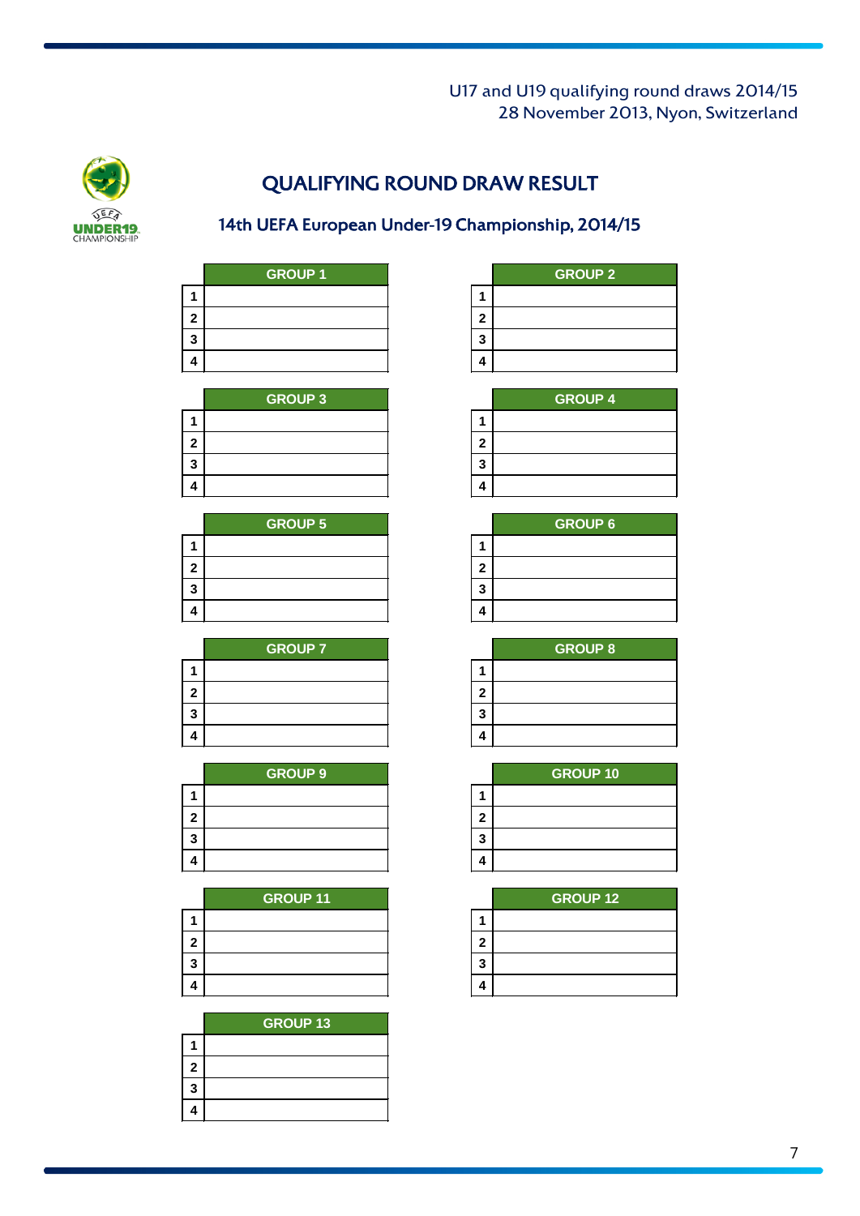U17 and U19 qualifying round draws 2014/15
28 November 2013, Nyon, Switzerland

# QUALIFYING ROUND DRAW RESULT

## 14th UEFA European Under-19 Championship, 2014/15

| | GROUP 1 |
|---|---|
| 1 | |
| 2 | |
| 3 | |
| 4 | |

| | GROUP 2 |
|---|---|
| 1 | |
| 2 | |
| 3 | |
| 4 | |

| | GROUP 3 |
|---|---|
| 1 | |
| 2 | |
| 3 | |
| 4 | |

| | GROUP 4 |
|---|---|
| 1 | |
| 2 | |
| 3 | |
| 4 | |

| | GROUP 5 |
|---|---|
| 1 | |
| 2 | |
| 3 | |
| 4 | |

| | GROUP 6 |
|---|---|
| 1 | |
| 2 | |
| 3 | |
| 4 | |

| | GROUP 7 |
|---|---|
| 1 | |
| 2 | |
| 3 | |
| 4 | |

| | GROUP 8 |
|---|---|
| 1 | |
| 2 | |
| 3 | |
| 4 | |

| | GROUP 9 |
|---|---|
| 1 | |
| 2 | |
| 3 | |
| 4 | |

| | GROUP 10 |
|---|---|
| 1 | |
| 2 | |
| 3 | |
| 4 | |

| | GROUP 11 |
|---|---|
| 1 | |
| 2 | |
| 3 | |
| 4 | |

| | GROUP 12 |
|---|---|
| 1 | |
| 2 | |
| 3 | |
| 4 | |

| | GROUP 13 |
|---|---|
| 1 | |
| 2 | |
| 3 | |
| 4 | |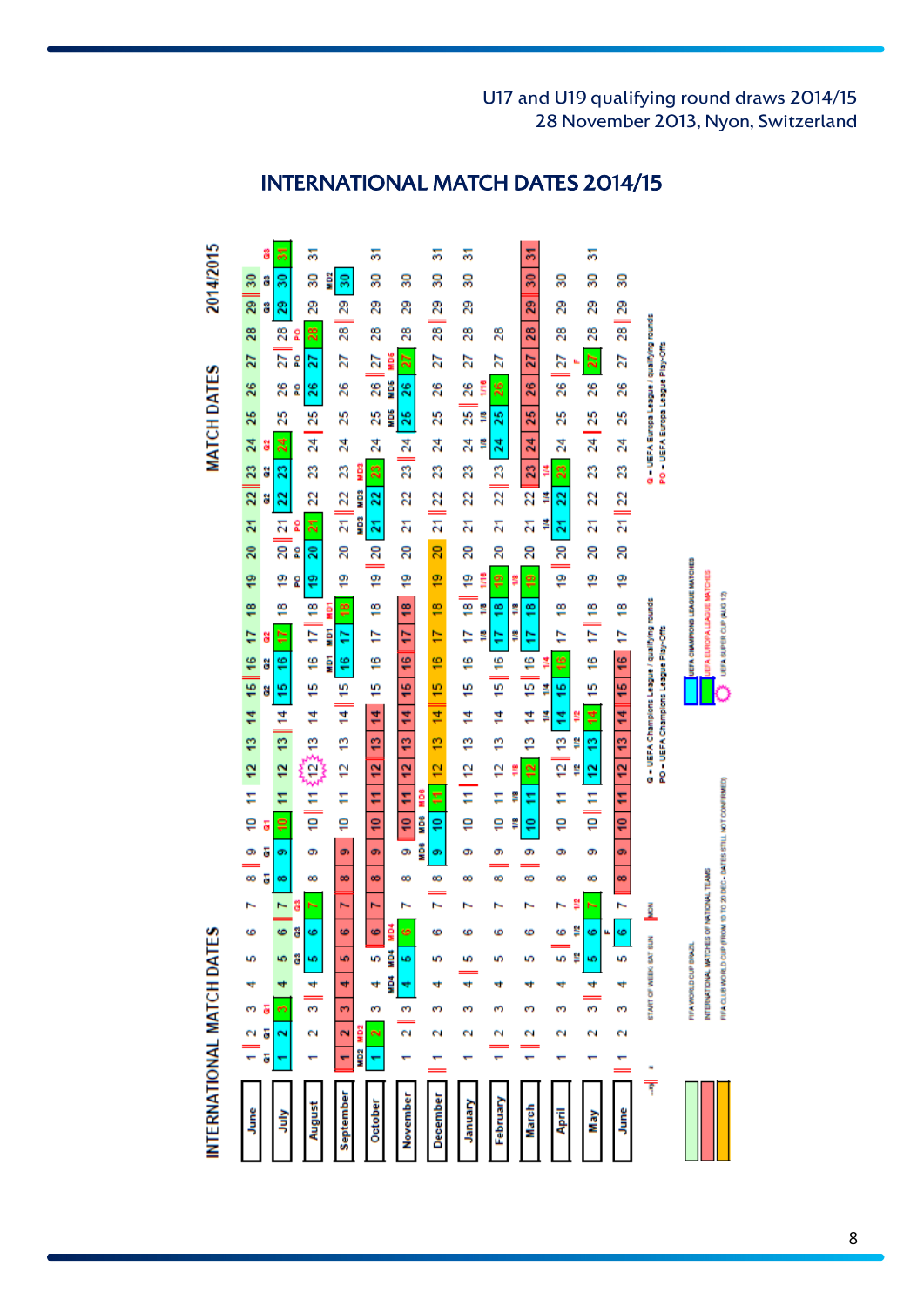U17 and U19 qualifying round draws 2014/15
28 November 2013, Nyon, Switzerland

# INTERNATIONAL MATCH DATES 2014/15

INTERNATIONAL MATCH DATES

MATCH DATES

2014/2015

| Month | 1 | 2 | 3 | 4 | 5 | 6 | 7 | 8 | 9 | 10 | 11 | 12 | 13 | 14 | 15 | 16 | 17 | 18 | 19 | 20 | 21 | 22 | 23 | 24 | 25 | 26 | 27 | 28 | 29 | 30 | 31 |
|---|---|---|---|---|---|---|---|---|---|---|---|---|---|---|---|---|---|---|---|---|---|---|---|---|---|---|---|---|---|---|---|
| June | | | | | | | | | | | | | | | | | | | | | | | | | | | | | | | |
| July | Q1 | Q1 | Q1 | | | | | Q1 | Q1 | Q1 | | | | | Q2 | Q2 | Q2 | | | | | Q2 | Q2 | Q2 | | | | | Q3 | Q3 | Q3 |
| August | | | | | Q3 | Q3 | Q3 | | | | | | | | | MD1 | MD1 | MD1 | PO | PO | PO | | | | | PO | PO | PO | | MD2 | |
| September | | | | | | | | | | | | | | | | | | | | | | | MD3 | | | | | | | | |
| October | MD2 | MD2 | | MD4 | MD4 | MD4 | | | | | | | | | | | | | | | MD3 | MD3 | | | MD6 | MD6 | MD6 | | | | |
| November | | | | | | | | | MD6 | MD6 | MD6 | | | | | | | | | | | | | | | | | | | | |
| December | | | | | | | | | | | | | | | | | | | | | | | | | | | | | | | |
| January | | | | | | | | | | | | | | | | | | | | | | | | | | | | | | | |
| February | | | | | | | | | | | | | | | | 1/8 | 1/8 | 1/8 | 1/16 | | | | | 1/8 | 1/8 | 1/16 | | | | | |
| March | | | | | | | | | | 1/8 | 1/8 | 1/8 | | | | 1/8 | 1/8 | 1/8 | | | | 1/4 | 1/4 | 1/4 | | | | | | | |
| April | | | | | | | | | | | | 1/2 | 1/2 | 1/2 | 1/4 | 1/4 | 1/4 | | | | | | | | | | | | | | |
| May | | | | | 1/2 | 1/2 | 1/2 | | | | | | | | | | | | | | | | | | | | F | | | | |
| June | | | | | | F | | | | | | | | | | | | | | | | | | | | | | | | | |

START OF WEEK: SAT SUN ‖ MON

- FIFA WORLD CUP BRAZIL
- INTERNATIONAL MATCHES OF NATIONAL TEAMS
- FIFA CLUB WORLD CUP (FROM 10 TO 20 DEC - DATES STILL NOT CONFIRMED)

Q - UEFA Champions League / qualifying rounds
PO - UEFA Champions League Play-Offs

- UEFA CHAMPIONS LEAGUE MATCHES
- UEFA EUROPA LEAGUE MATCHES
- UEFA SUPER CUP (AUG 12)

Q - UEFA Europa League / qualifying rounds
PO - UEFA Europa League Play-Offs